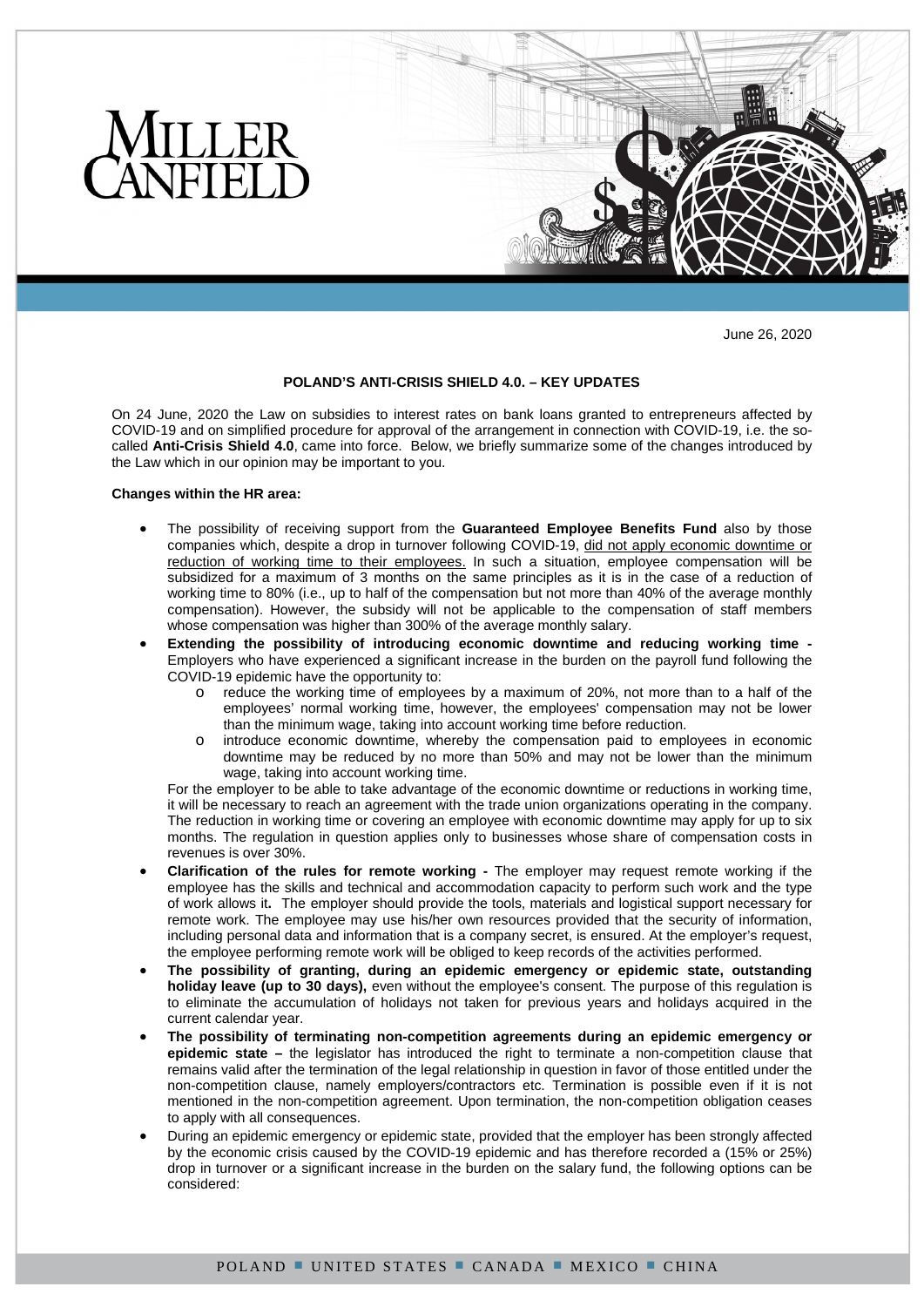June 26, 2020

# POLAND'S ANTI-CRISIS SHIELD 4.0. – KEY UPDATES

On 24 June, 2020 the Law on subsidies to interest rates on bank loans granted to entrepreneurs affected by COVID-19 and on simplified procedure for approval of the arrangement in connection with COVID-19, i.e. the so-called **Anti-Crisis Shield 4.0**, came into force. Below, we briefly summarize some of the changes introduced by the Law which in our opinion may be important to you.

**Changes within the HR area:**

- The possibility of receiving support from the **Guaranteed Employee Benefits Fund** also by those companies which, despite a drop in turnover following COVID-19, did not apply economic downtime or reduction of working time to their employees. In such a situation, employee compensation will be subsidized for a maximum of 3 months on the same principles as it is in the case of a reduction of working time to 80% (i.e., up to half of the compensation but not more than 40% of the average monthly compensation). However, the subsidy will not be applicable to the compensation of staff members whose compensation was higher than 300% of the average monthly salary.
- **Extending the possibility of introducing economic downtime and reducing working time -** Employers who have experienced a significant increase in the burden on the payroll fund following the COVID-19 epidemic have the opportunity to:
  - reduce the working time of employees by a maximum of 20%, not more than to a half of the employees' normal working time, however, the employees' compensation may not be lower than the minimum wage, taking into account working time before reduction.
  - introduce economic downtime, whereby the compensation paid to employees in economic downtime may be reduced by no more than 50% and may not be lower than the minimum wage, taking into account working time.

  For the employer to be able to take advantage of the economic downtime or reductions in working time, it will be necessary to reach an agreement with the trade union organizations operating in the company. The reduction in working time or covering an employee with economic downtime may apply for up to six months. The regulation in question applies only to businesses whose share of compensation costs in revenues is over 30%.
- **Clarification of the rules for remote working -** The employer may request remote working if the employee has the skills and technical and accommodation capacity to perform such work and the type of work allows it**.** The employer should provide the tools, materials and logistical support necessary for remote work. The employee may use his/her own resources provided that the security of information, including personal data and information that is a company secret, is ensured. At the employer's request, the employee performing remote work will be obliged to keep records of the activities performed.
- **The possibility of granting, during an epidemic emergency or epidemic state, outstanding holiday leave (up to 30 days),** even without the employee's consent. The purpose of this regulation is to eliminate the accumulation of holidays not taken for previous years and holidays acquired in the current calendar year.
- **The possibility of terminating non-competition agreements during an epidemic emergency or epidemic state –** the legislator has introduced the right to terminate a non-competition clause that remains valid after the termination of the legal relationship in question in favor of those entitled under the non-competition clause, namely employers/contractors etc. Termination is possible even if it is not mentioned in the non-competition agreement. Upon termination, the non-competition obligation ceases to apply with all consequences.
- During an epidemic emergency or epidemic state, provided that the employer has been strongly affected by the economic crisis caused by the COVID-19 epidemic and has therefore recorded a (15% or 25%) drop in turnover or a significant increase in the burden on the salary fund, the following options can be considered: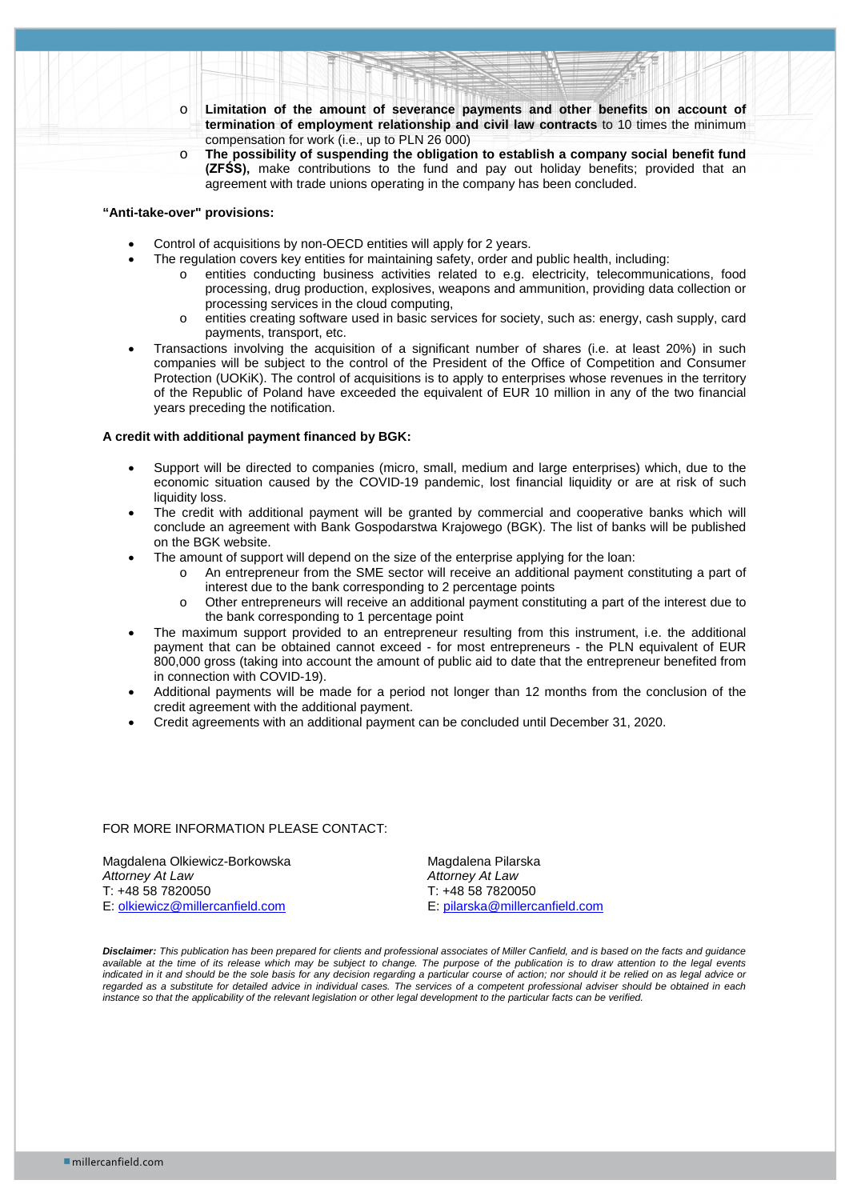- **Limitation of the amount of severance payments and other benefits on account of termination of employment relationship and civil law contracts** to 10 times the minimum compensation for work (i.e., up to PLN 26 000)
- **The possibility of suspending the obligation to establish a company social benefit fund (ZFŚS),** make contributions to the fund and pay out holiday benefits; provided that an agreement with trade unions operating in the company has been concluded.

**"Anti-take-over" provisions:**

- Control of acquisitions by non-OECD entities will apply for 2 years.
- The regulation covers key entities for maintaining safety, order and public health, including:
  - entities conducting business activities related to e.g. electricity, telecommunications, food processing, drug production, explosives, weapons and ammunition, providing data collection or processing services in the cloud computing,
  - entities creating software used in basic services for society, such as: energy, cash supply, card payments, transport, etc.
- Transactions involving the acquisition of a significant number of shares (i.e. at least 20%) in such companies will be subject to the control of the President of the Office of Competition and Consumer Protection (UOKiK). The control of acquisitions is to apply to enterprises whose revenues in the territory of the Republic of Poland have exceeded the equivalent of EUR 10 million in any of the two financial years preceding the notification.

**A credit with additional payment financed by BGK:**

- Support will be directed to companies (micro, small, medium and large enterprises) which, due to the economic situation caused by the COVID-19 pandemic, lost financial liquidity or are at risk of such liquidity loss.
- The credit with additional payment will be granted by commercial and cooperative banks which will conclude an agreement with Bank Gospodarstwa Krajowego (BGK). The list of banks will be published on the BGK website.
- The amount of support will depend on the size of the enterprise applying for the loan:
  - An entrepreneur from the SME sector will receive an additional payment constituting a part of interest due to the bank corresponding to 2 percentage points
  - Other entrepreneurs will receive an additional payment constituting a part of the interest due to the bank corresponding to 1 percentage point
- The maximum support provided to an entrepreneur resulting from this instrument, i.e. the additional payment that can be obtained cannot exceed - for most entrepreneurs - the PLN equivalent of EUR 800,000 gross (taking into account the amount of public aid to date that the entrepreneur benefited from in connection with COVID-19).
- Additional payments will be made for a period not longer than 12 months from the conclusion of the credit agreement with the additional payment.
- Credit agreements with an additional payment can be concluded until December 31, 2020.

FOR MORE INFORMATION PLEASE CONTACT:

Magdalena Olkiewicz-Borkowska
*Attorney At Law*
T: +48 58 7820050
E: olkiewicz@millercanfield.com

Magdalena Pilarska
*Attorney At Law*
T: +48 58 7820050
E: pilarska@millercanfield.com

***Disclaimer:*** *This publication has been prepared for clients and professional associates of Miller Canfield, and is based on the facts and guidance available at the time of its release which may be subject to change. The purpose of the publication is to draw attention to the legal events indicated in it and should be the sole basis for any decision regarding a particular course of action; nor should it be relied on as legal advice or regarded as a substitute for detailed advice in individual cases. The services of a competent professional adviser should be obtained in each instance so that the applicability of the relevant legislation or other legal development to the particular facts can be verified.*